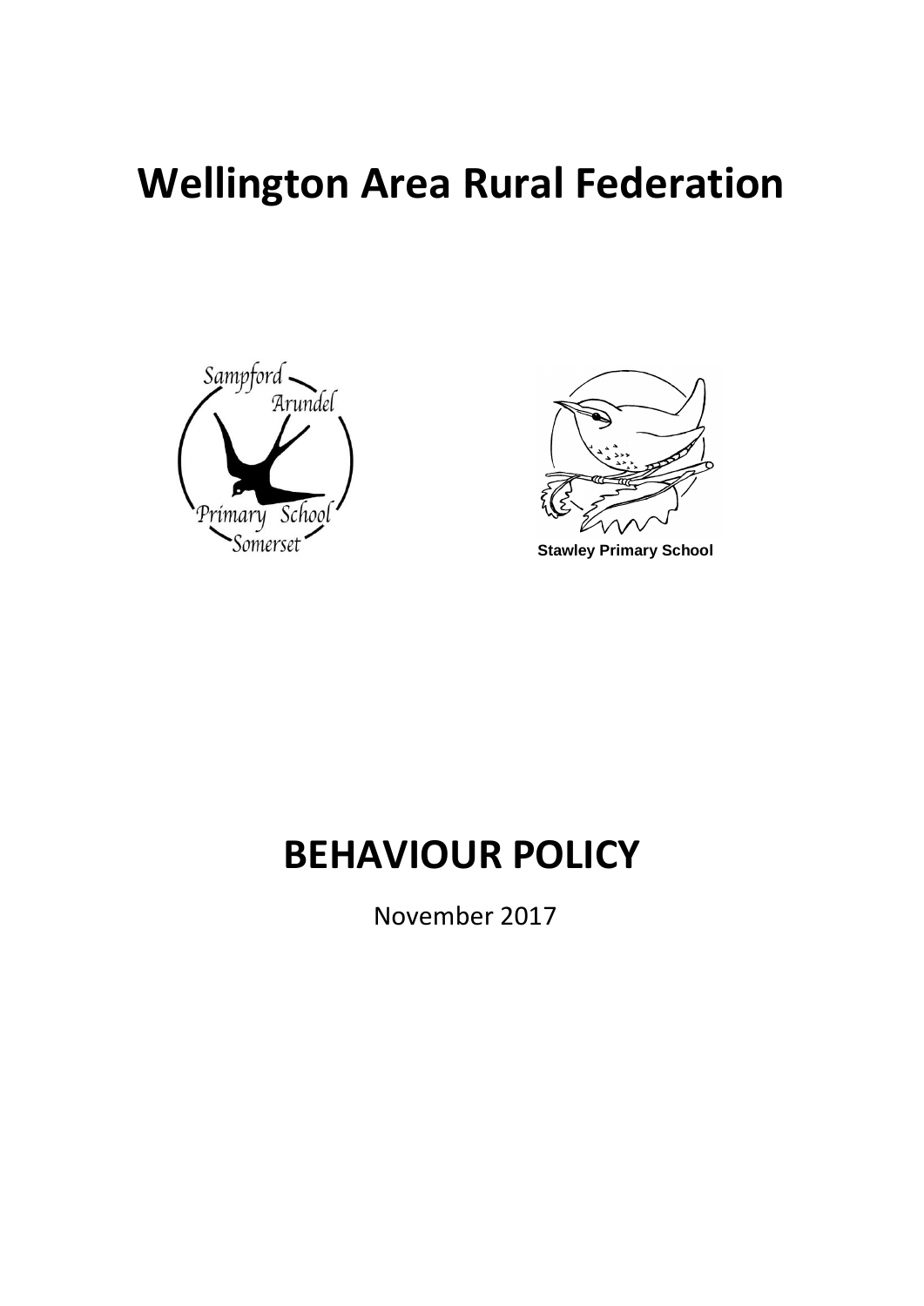# Wellington Area Rural Federation

Sampford Arundel Primary School Somerset

Stawley Primary School

# BEHAVIOUR POLICY

November 2017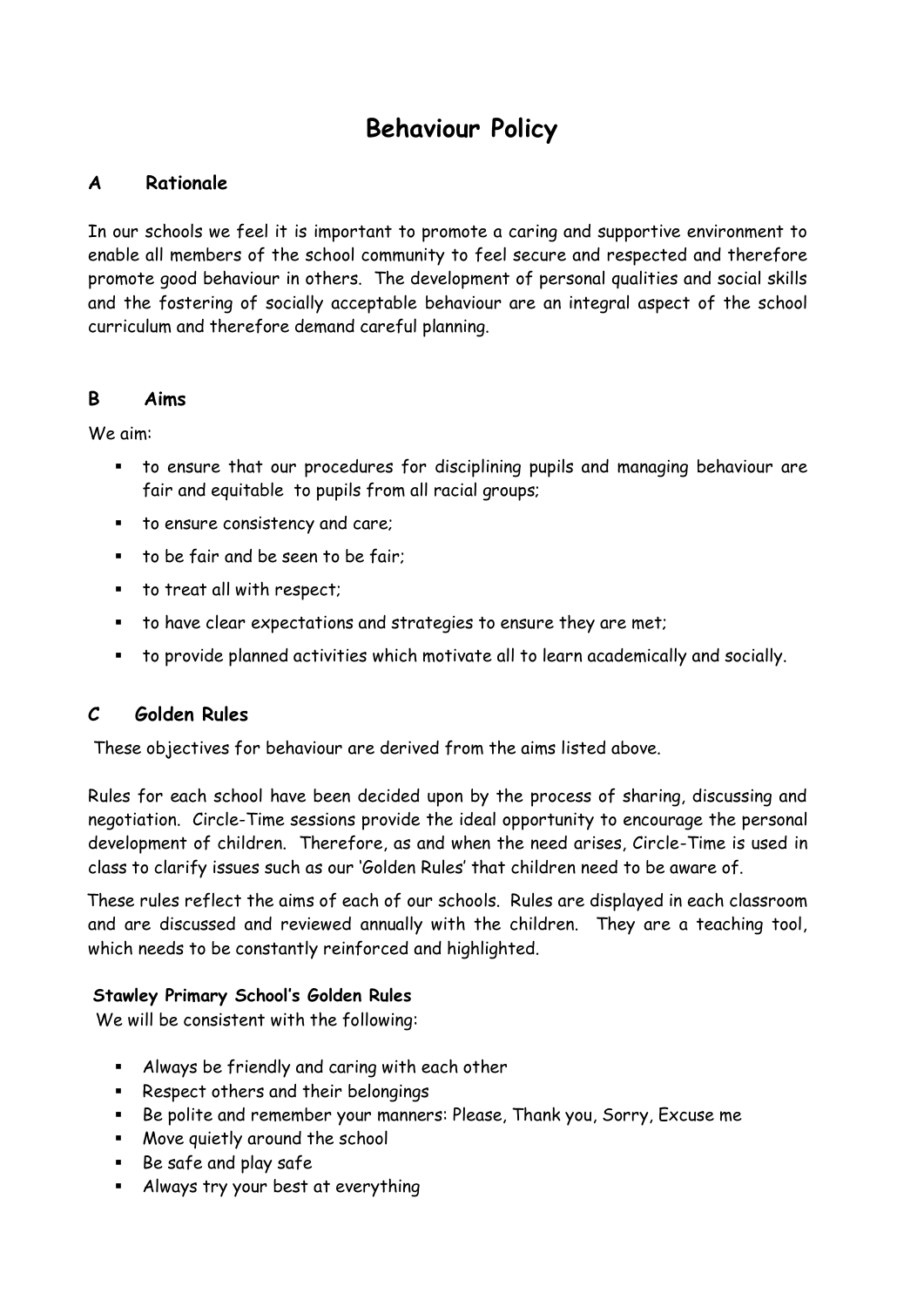# Behaviour Policy

## A Rationale

In our schools we feel it is important to promote a caring and supportive environment to enable all members of the school community to feel secure and respected and therefore promote good behaviour in others. The development of personal qualities and social skills and the fostering of socially acceptable behaviour are an integral aspect of the school curriculum and therefore demand careful planning.

## B Aims

We aim:

- to ensure that our procedures for disciplining pupils and managing behaviour are fair and equitable to pupils from all racial groups;
- to ensure consistency and care;
- to be fair and be seen to be fair;
- to treat all with respect;
- to have clear expectations and strategies to ensure they are met;
- to provide planned activities which motivate all to learn academically and socially.

## C Golden Rules

These objectives for behaviour are derived from the aims listed above.

Rules for each school have been decided upon by the process of sharing, discussing and negotiation. Circle-Time sessions provide the ideal opportunity to encourage the personal development of children. Therefore, as and when the need arises, Circle-Time is used in class to clarify issues such as our 'Golden Rules' that children need to be aware of.

These rules reflect the aims of each of our schools. Rules are displayed in each classroom and are discussed and reviewed annually with the children. They are a teaching tool, which needs to be constantly reinforced and highlighted.

**Stawley Primary School's Golden Rules**

We will be consistent with the following:

- Always be friendly and caring with each other
- Respect others and their belongings
- Be polite and remember your manners: Please, Thank you, Sorry, Excuse me
- Move quietly around the school
- Be safe and play safe
- Always try your best at everything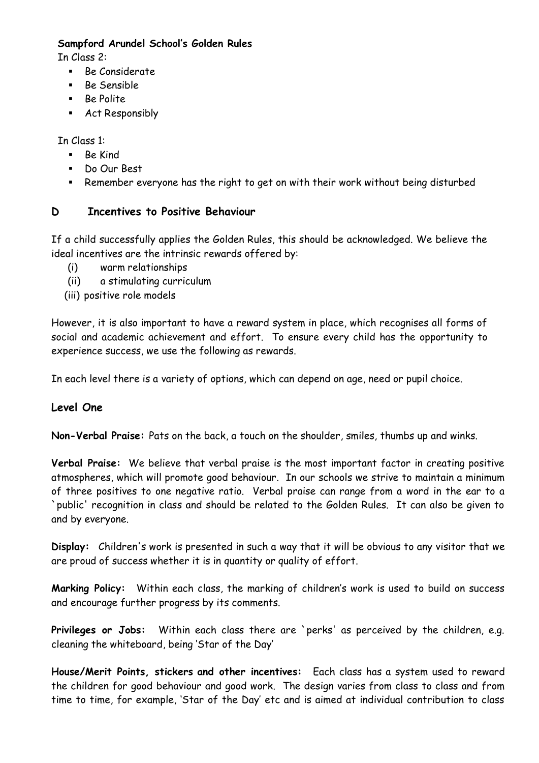**Sampford Arundel School's Golden Rules**

In Class 2:

- Be Considerate
- Be Sensible
- Be Polite
- Act Responsibly

In Class 1:

- Be Kind
- Do Our Best
- Remember everyone has the right to get on with their work without being disturbed

## D Incentives to Positive Behaviour

If a child successfully applies the Golden Rules, this should be acknowledged. We believe the ideal incentives are the intrinsic rewards offered by:

(i) warm relationships
(ii) a stimulating curriculum
(iii) positive role models

However, it is also important to have a reward system in place, which recognises all forms of social and academic achievement and effort. To ensure every child has the opportunity to experience success, we use the following as rewards.

In each level there is a variety of options, which can depend on age, need or pupil choice.

### Level One

**Non-Verbal Praise:** Pats on the back, a touch on the shoulder, smiles, thumbs up and winks.

**Verbal Praise:** We believe that verbal praise is the most important factor in creating positive atmospheres, which will promote good behaviour. In our schools we strive to maintain a minimum of three positives to one negative ratio. Verbal praise can range from a word in the ear to a `public' recognition in class and should be related to the Golden Rules. It can also be given to and by everyone.

**Display:** Children's work is presented in such a way that it will be obvious to any visitor that we are proud of success whether it is in quantity or quality of effort.

**Marking Policy:** Within each class, the marking of children's work is used to build on success and encourage further progress by its comments.

**Privileges or Jobs:** Within each class there are `perks' as perceived by the children, e.g. cleaning the whiteboard, being 'Star of the Day'

**House/Merit Points, stickers and other incentives:** Each class has a system used to reward the children for good behaviour and good work. The design varies from class to class and from time to time, for example, 'Star of the Day' etc and is aimed at individual contribution to class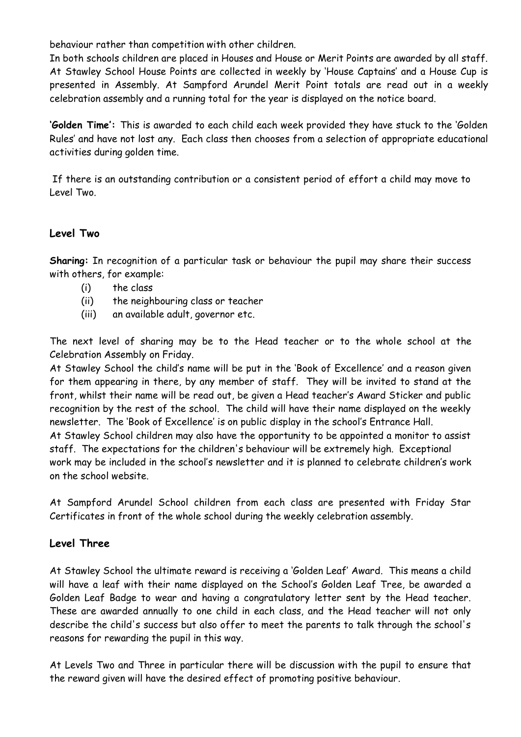behaviour rather than competition with other children.
In both schools children are placed in Houses and House or Merit Points are awarded by all staff. At Stawley School House Points are collected in weekly by 'House Captains' and a House Cup is presented in Assembly. At Sampford Arundel Merit Point totals are read out in a weekly celebration assembly and a running total for the year is displayed on the notice board.

**'Golden Time':** This is awarded to each child each week provided they have stuck to the 'Golden Rules' and have not lost any. Each class then chooses from a selection of appropriate educational activities during golden time.

If there is an outstanding contribution or a consistent period of effort a child may move to Level Two.

### Level Two

**Sharing:** In recognition of a particular task or behaviour the pupil may share their success with others, for example:

(i) the class
(ii) the neighbouring class or teacher
(iii) an available adult, governor etc.

The next level of sharing may be to the Head teacher or to the whole school at the Celebration Assembly on Friday.
At Stawley School the child's name will be put in the 'Book of Excellence' and a reason given for them appearing in there, by any member of staff. They will be invited to stand at the front, whilst their name will be read out, be given a Head teacher's Award Sticker and public recognition by the rest of the school. The child will have their name displayed on the weekly newsletter. The 'Book of Excellence' is on public display in the school's Entrance Hall.
At Stawley School children may also have the opportunity to be appointed a monitor to assist staff. The expectations for the children's behaviour will be extremely high. Exceptional work may be included in the school's newsletter and it is planned to celebrate children's work on the school website.

At Sampford Arundel School children from each class are presented with Friday Star Certificates in front of the whole school during the weekly celebration assembly.

### Level Three

At Stawley School the ultimate reward is receiving a 'Golden Leaf' Award. This means a child will have a leaf with their name displayed on the School's Golden Leaf Tree, be awarded a Golden Leaf Badge to wear and having a congratulatory letter sent by the Head teacher. These are awarded annually to one child in each class, and the Head teacher will not only describe the child's success but also offer to meet the parents to talk through the school's reasons for rewarding the pupil in this way.

At Levels Two and Three in particular there will be discussion with the pupil to ensure that the reward given will have the desired effect of promoting positive behaviour.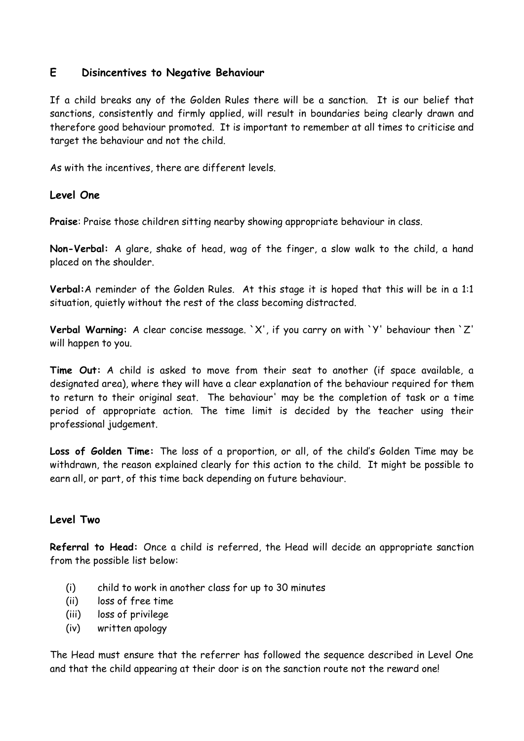## E Disincentives to Negative Behaviour

If a child breaks any of the Golden Rules there will be a sanction. It is our belief that sanctions, consistently and firmly applied, will result in boundaries being clearly drawn and therefore good behaviour promoted. It is important to remember at all times to criticise and target the behaviour and not the child.

As with the incentives, there are different levels.

### Level One

**Praise**: Praise those children sitting nearby showing appropriate behaviour in class.

**Non-Verbal:** A glare, shake of head, wag of the finger, a slow walk to the child, a hand placed on the shoulder.

**Verbal:**A reminder of the Golden Rules. At this stage it is hoped that this will be in a 1:1 situation, quietly without the rest of the class becoming distracted.

**Verbal Warning:** A clear concise message. `X', if you carry on with `Y' behaviour then `Z' will happen to you.

**Time Out:** A child is asked to move from their seat to another (if space available, a designated area), where they will have a clear explanation of the behaviour required for them to return to their original seat. The behaviour' may be the completion of task or a time period of appropriate action. The time limit is decided by the teacher using their professional judgement.

**Loss of Golden Time:** The loss of a proportion, or all, of the child's Golden Time may be withdrawn, the reason explained clearly for this action to the child. It might be possible to earn all, or part, of this time back depending on future behaviour.

### Level Two

**Referral to Head:** Once a child is referred, the Head will decide an appropriate sanction from the possible list below:

- (i) child to work in another class for up to 30 minutes
- (ii) loss of free time
- (iii) loss of privilege
- (iv) written apology

The Head must ensure that the referrer has followed the sequence described in Level One and that the child appearing at their door is on the sanction route not the reward one!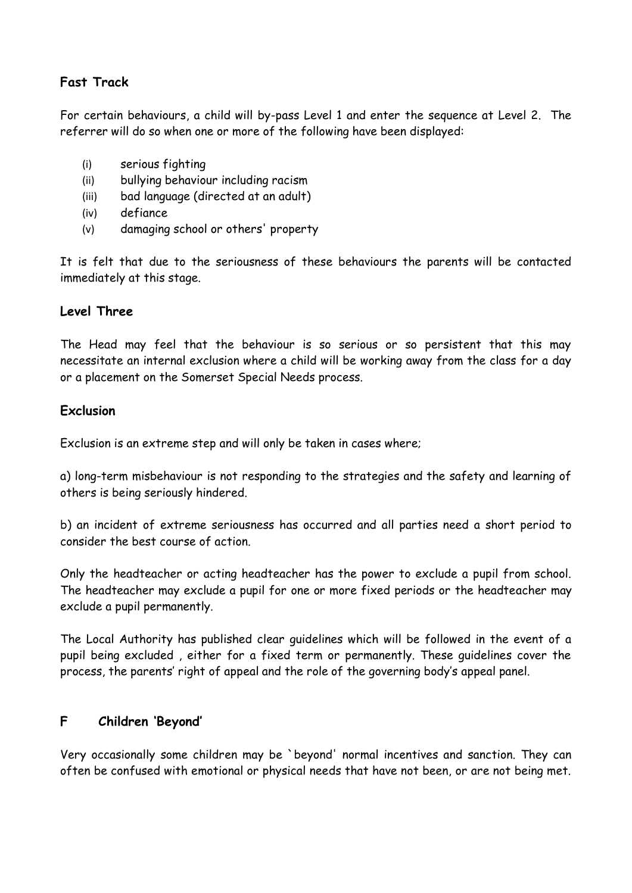### Fast Track

For certain behaviours, a child will by-pass Level 1 and enter the sequence at Level 2. The referrer will do so when one or more of the following have been displayed:

(i) serious fighting
(ii) bullying behaviour including racism
(iii) bad language (directed at an adult)
(iv) defiance
(v) damaging school or others' property

It is felt that due to the seriousness of these behaviours the parents will be contacted immediately at this stage.

### Level Three

The Head may feel that the behaviour is so serious or so persistent that this may necessitate an internal exclusion where a child will be working away from the class for a day or a placement on the Somerset Special Needs process.

### Exclusion

Exclusion is an extreme step and will only be taken in cases where;

a) long-term misbehaviour is not responding to the strategies and the safety and learning of others is being seriously hindered.

b) an incident of extreme seriousness has occurred and all parties need a short period to consider the best course of action.

Only the headteacher or acting headteacher has the power to exclude a pupil from school. The headteacher may exclude a pupil for one or more fixed periods or the headteacher may exclude a pupil permanently.

The Local Authority has published clear guidelines which will be followed in the event of a pupil being excluded , either for a fixed term or permanently. These guidelines cover the process, the parents' right of appeal and the role of the governing body's appeal panel.

## F Children 'Beyond'

Very occasionally some children may be `beyond' normal incentives and sanction. They can often be confused with emotional or physical needs that have not been, or are not being met.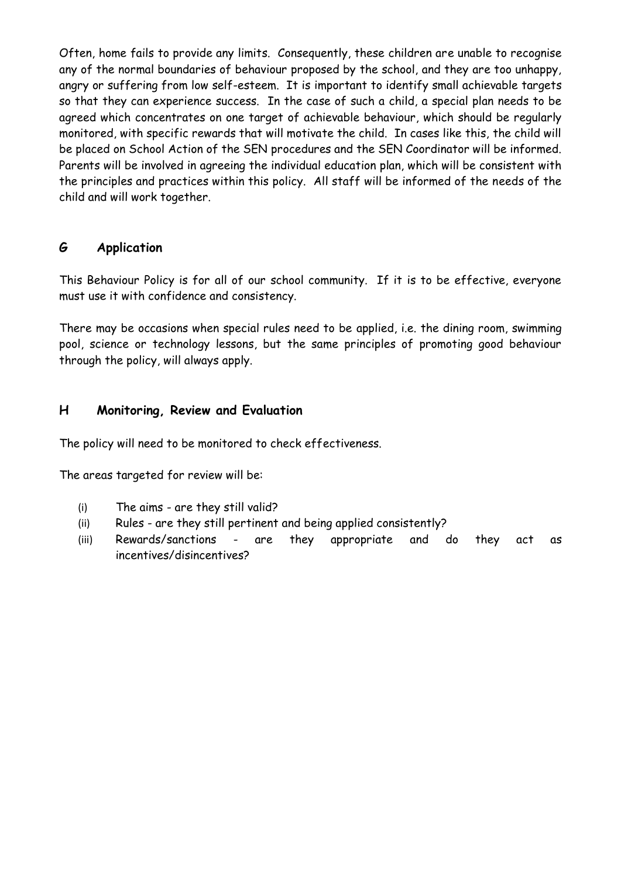Often, home fails to provide any limits. Consequently, these children are unable to recognise any of the normal boundaries of behaviour proposed by the school, and they are too unhappy, angry or suffering from low self-esteem. It is important to identify small achievable targets so that they can experience success. In the case of such a child, a special plan needs to be agreed which concentrates on one target of achievable behaviour, which should be regularly monitored, with specific rewards that will motivate the child. In cases like this, the child will be placed on School Action of the SEN procedures and the SEN Coordinator will be informed. Parents will be involved in agreeing the individual education plan, which will be consistent with the principles and practices within this policy. All staff will be informed of the needs of the child and will work together.

## G Application

This Behaviour Policy is for all of our school community. If it is to be effective, everyone must use it with confidence and consistency.

There may be occasions when special rules need to be applied, i.e. the dining room, swimming pool, science or technology lessons, but the same principles of promoting good behaviour through the policy, will always apply.

## H Monitoring, Review and Evaluation

The policy will need to be monitored to check effectiveness.

The areas targeted for review will be:

- (i) The aims - are they still valid?
- (ii) Rules - are they still pertinent and being applied consistently?
- (iii) Rewards/sanctions - are they appropriate and do they act as incentives/disincentives?